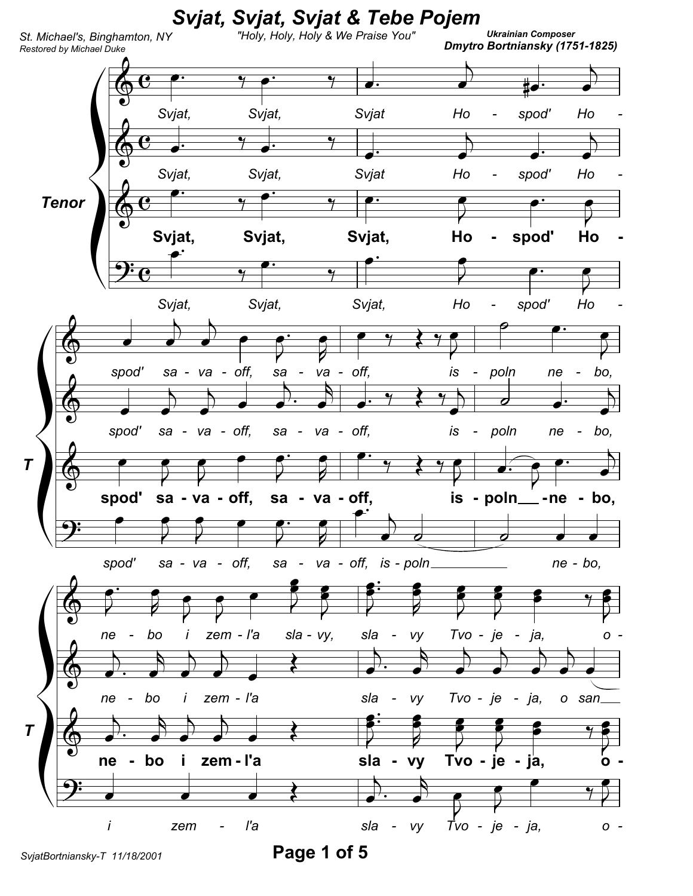# Svjat, Svjat, Svjat & Tebe Pojem

"Holy, Holy, Holy & We Praise You"

St. Michael's, Binghamton, NY
*Restored by Michael Duke*

Ukrainian Composer
**Dmytro Bortniansky (1751-1825)**

**Tenor**

Svjat, Svjat, Svjat, Ho - spod' Ho - spod' sa - va - off, sa - va - off, is - poln - ne - bo, ne - bo i zem - l'a sla - vy Tvo - je - ja, o -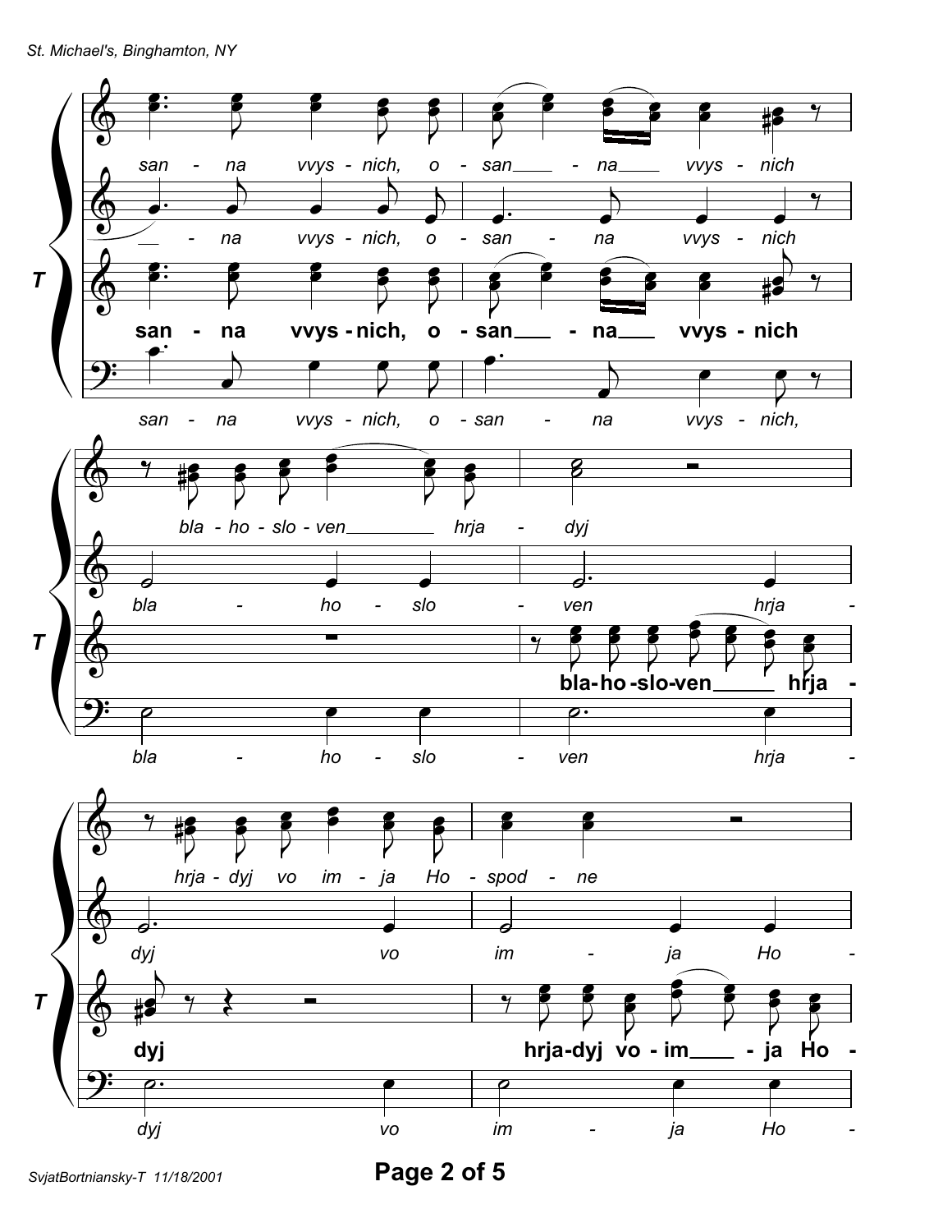san - na vvys - nich, o - san___ - na___ vvys - nich

__ - na vvys - nich, o - san - na vvys - nich

**T**

**san - na vvys - nich, o - san___ - na___ vvys - nich**

san - na vvys - nich, o - san - na vvys - nich,

bla - ho - slo - ven________ hrja - dyj

bla - ho - slo - ven hrja -

**bla-ho-slo-ven_____ hrja -**

bla - ho - slo - ven hrja -

hrja - dyj vo im - ja Ho - spod - ne

dyj vo im - ja Ho -

**dyj hrja-dyj vo - im____ - ja Ho -**

dyj vo im - ja Ho -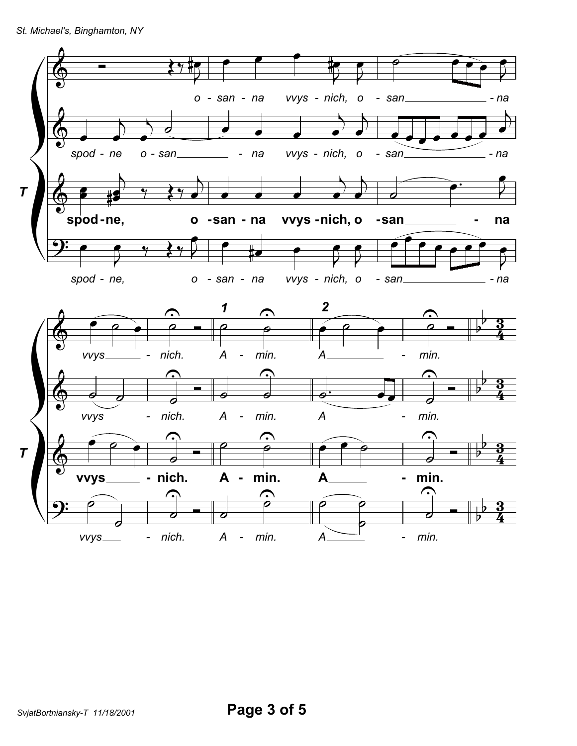o - san - na vvys - nich, o - san - na

spod - ne o - san - na vvys - nich, o - san - na

**T**

**spod - ne, o - san - na vvys - nich, o - san - na**

spod - ne, o - san - na vvys - nich, o - san - na

**1** **2**

vvys - nich. A - min. A - min.

vvys - nich. A - min. A - min.

**T**

**vvys - nich. A - min. A - min.**

vvys - nich. A - min. A - min.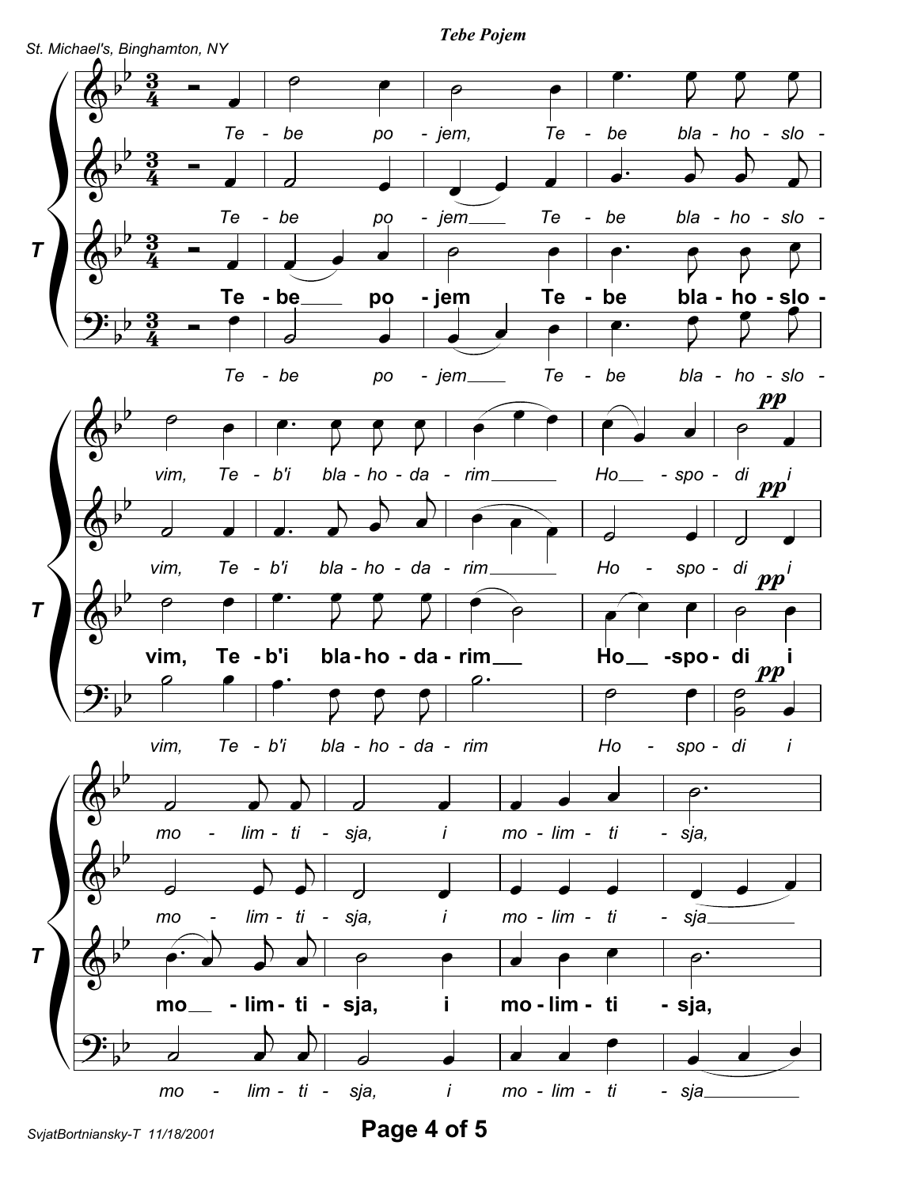**Tebe Pojem**

St. Michael's, Binghamton, NY

Te - be po - jem, Te - be bla - ho - slo - vim, Te - b'i bla - ho - da - rim Ho - spo - di i mo - lim - ti - sja, i mo - lim - ti - sja,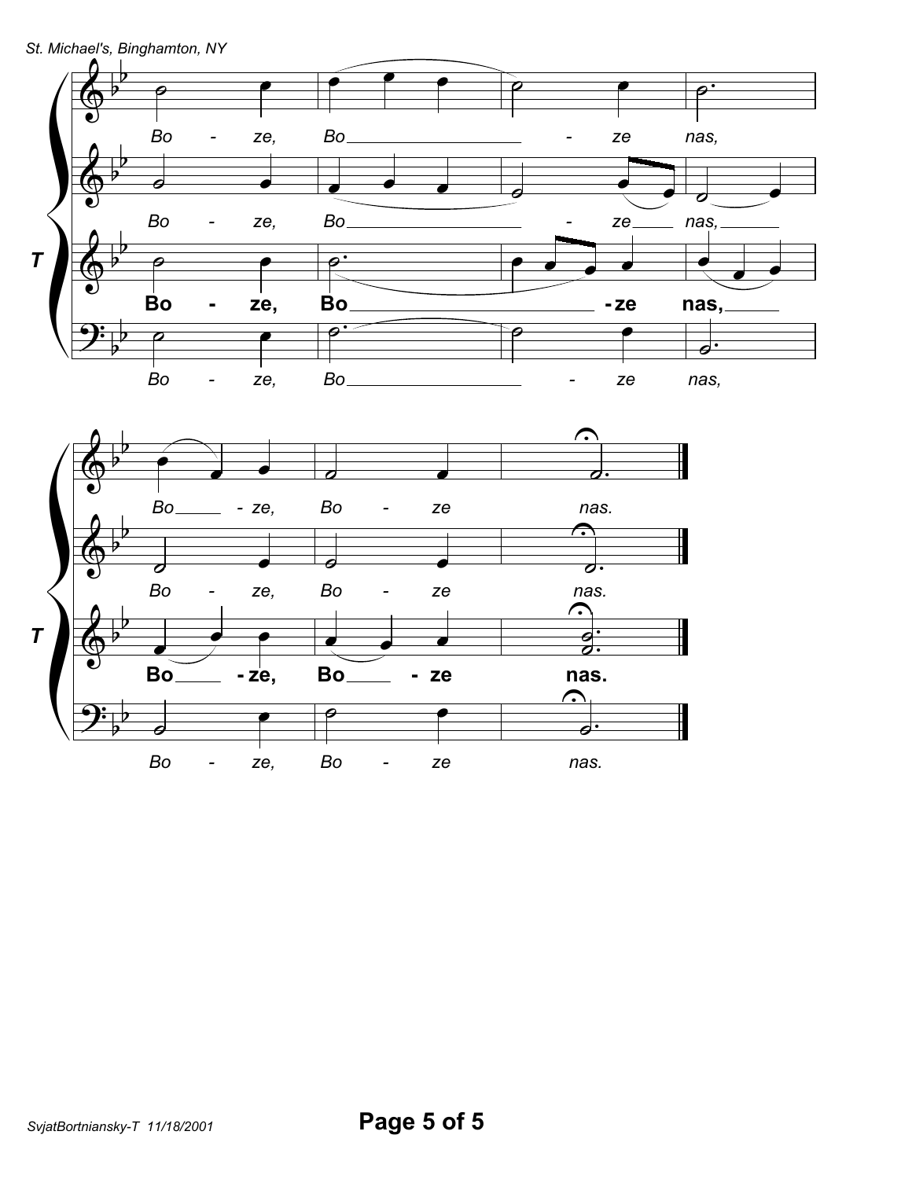St. Michael's, Binghamton, NY

Bo - ze, Bo - ze nas,

Bo - ze, Bo - ze nas,

**Bo - ze, Bo - ze nas,**

Bo - ze, Bo - ze nas,

Bo - ze, Bo - ze nas.

Bo - ze, Bo - ze nas.

**Bo - ze, Bo - ze nas.**

Bo - ze, Bo - ze nas.

SvjatBortniansky-T 11/18/2001